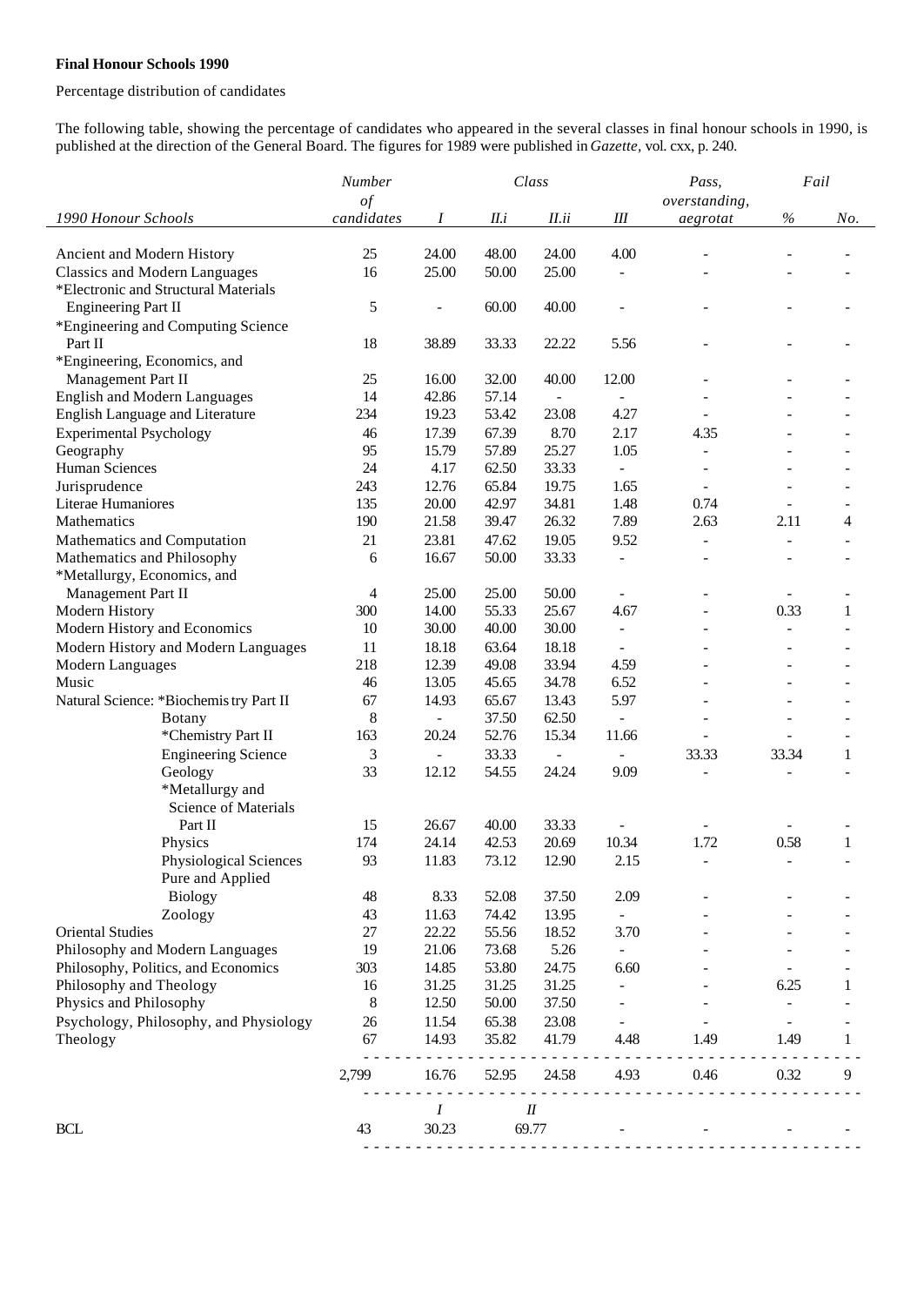**Final Honour Schools 1990**

Percentage distribution of candidates

The following table, showing the percentage of candidates who appeared in the several classes in final honour schools in 1990, is published at the direction of the General Board. The figures for 1989 were published in *Gazette,* vol. cxx, p. 240.

| *1990 Honour Schools* | *Number of candidates* | *Class* *I* | *II.i* | *II.ii* | *III* | *Pass, overstanding, aegrotat* | *Fail* *%* | *No.* |
|---|---|---|---|---|---|---|---|---|
| Ancient and Modern History | 25 | 24.00 | 48.00 | 24.00 | 4.00 | - | - | - |
| Classics and Modern Languages | 16 | 25.00 | 50.00 | 25.00 | - | - | - | - |
| *Electronic and Structural Materials Engineering Part II | 5 | - | 60.00 | 40.00 | - | - | - | - |
| *Engineering and Computing Science Part II | 18 | 38.89 | 33.33 | 22.22 | 5.56 | - | - | - |
| *Engineering, Economics, and Management Part II | 25 | 16.00 | 32.00 | 40.00 | 12.00 | - | - | - |
| English and Modern Languages | 14 | 42.86 | 57.14 | - | - | - | - | - |
| English Language and Literature | 234 | 19.23 | 53.42 | 23.08 | 4.27 | - | - | - |
| Experimental Psychology | 46 | 17.39 | 67.39 | 8.70 | 2.17 | 4.35 | - | - |
| Geography | 95 | 15.79 | 57.89 | 25.27 | 1.05 | - | - | - |
| Human Sciences | 24 | 4.17 | 62.50 | 33.33 | - | - | - | - |
| Jurisprudence | 243 | 12.76 | 65.84 | 19.75 | 1.65 | - | - | - |
| Literae Humaniores | 135 | 20.00 | 42.97 | 34.81 | 1.48 | 0.74 | - | - |
| Mathematics | 190 | 21.58 | 39.47 | 26.32 | 7.89 | 2.63 | 2.11 | 4 |
| Mathematics and Computation | 21 | 23.81 | 47.62 | 19.05 | 9.52 | - | - | - |
| Mathematics and Philosophy | 6 | 16.67 | 50.00 | 33.33 | - | - | - | - |
| *Metallurgy, Economics, and Management Part II | 4 | 25.00 | 25.00 | 50.00 | - | - | - | - |
| Modern History | 300 | 14.00 | 55.33 | 25.67 | 4.67 | - | 0.33 | 1 |
| Modern History and Economics | 10 | 30.00 | 40.00 | 30.00 | - | - | - | - |
| Modern History and Modern Languages | 11 | 18.18 | 63.64 | 18.18 | - | - | - | - |
| Modern Languages | 218 | 12.39 | 49.08 | 33.94 | 4.59 | - | - | - |
| Music | 46 | 13.05 | 45.65 | 34.78 | 6.52 | - | - | - |
| Natural Science: *Biochemistry Part II | 67 | 14.93 | 65.67 | 13.43 | 5.97 | - | - | - |
| Botany | 8 | - | 37.50 | 62.50 | - | - | - | - |
| *Chemistry Part II | 163 | 20.24 | 52.76 | 15.34 | 11.66 | - | - | - |
| Engineering Science | 3 | - | 33.33 | - | - | 33.33 | 33.34 | 1 |
| Geology | 33 | 12.12 | 54.55 | 24.24 | 9.09 | - | - | - |
| *Metallurgy and Science of Materials Part II | 15 | 26.67 | 40.00 | 33.33 | - | - | - | - |
| Physics | 174 | 24.14 | 42.53 | 20.69 | 10.34 | 1.72 | 0.58 | 1 |
| Physiological Sciences | 93 | 11.83 | 73.12 | 12.90 | 2.15 | - | - | - |
| Pure and Applied Biology | 48 | 8.33 | 52.08 | 37.50 | 2.09 | - | - | - |
| Zoology | 43 | 11.63 | 74.42 | 13.95 | - | - | - | - |
| Oriental Studies | 27 | 22.22 | 55.56 | 18.52 | 3.70 | - | - | - |
| Philosophy and Modern Languages | 19 | 21.06 | 73.68 | 5.26 | - | - | - | - |
| Philosophy, Politics, and Economics | 303 | 14.85 | 53.80 | 24.75 | 6.60 | - | - | - |
| Philosophy and Theology | 16 | 31.25 | 31.25 | 31.25 | - | - | 6.25 | 1 |
| Physics and Philosophy | 8 | 12.50 | 50.00 | 37.50 | - | - | - | - |
| Psychology, Philosophy, and Physiology | 26 | 11.54 | 65.38 | 23.08 | - | - | - | - |
| Theology | 67 | 14.93 | 35.82 | 41.79 | 4.48 | 1.49 | 1.49 | 1 |
| | 2,799 | 16.76 | 52.95 | 24.58 | 4.93 | 0.46 | 0.32 | 9 |
| | | *I* | *II* | | | | | |
| BCL | 43 | 30.23 | 69.77 | | - | - | - | - |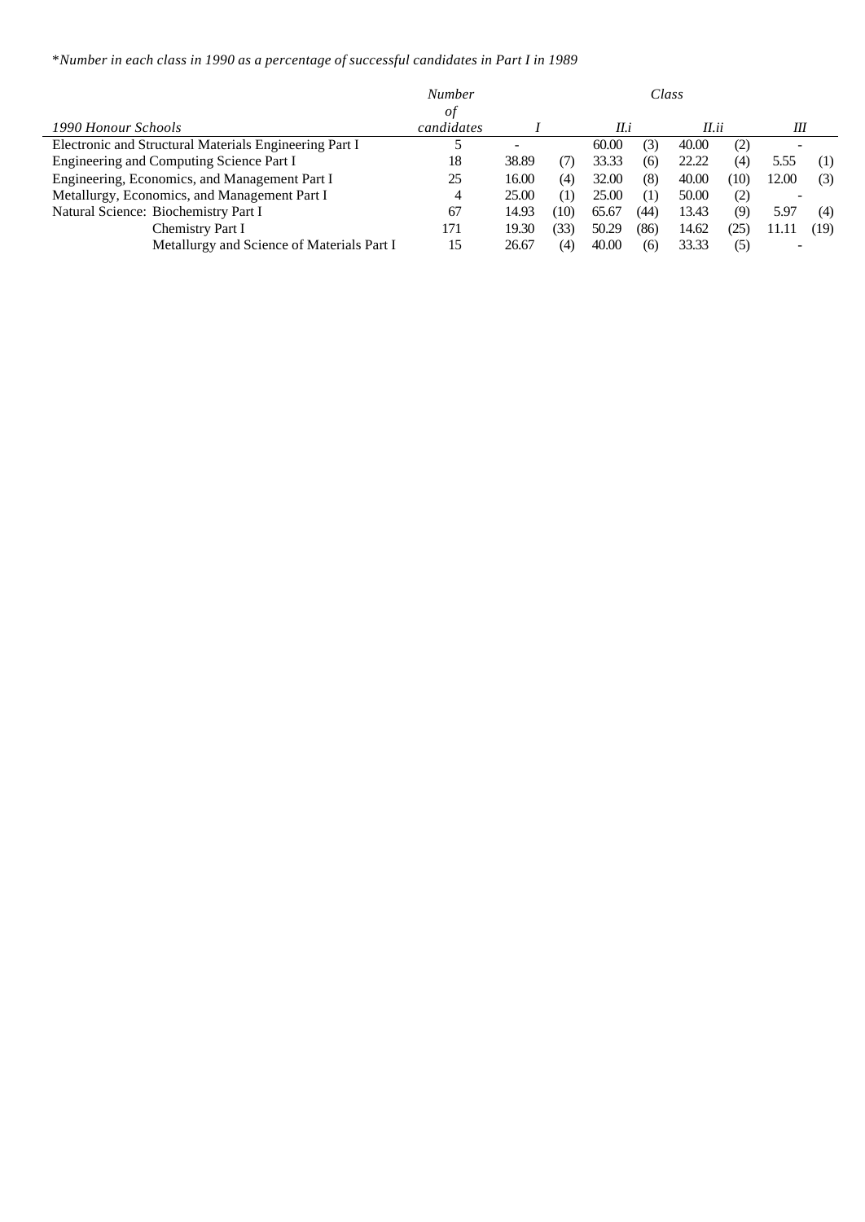*Number in each class in 1990 as a percentage of successful candidates in Part I in 1989

| 1990 Honour Schools | Number of candidates | Class I | | II.i | | II.ii | | III | |
|---|---|---|---|---|---|---|---|---|---|
| Electronic and Structural Materials Engineering Part I | 5 | - | | 60.00 | (3) | 40.00 | (2) | - | |
| Engineering and Computing Science Part I | 18 | 38.89 | (7) | 33.33 | (6) | 22.22 | (4) | 5.55 | (1) |
| Engineering, Economics, and Management Part I | 25 | 16.00 | (4) | 32.00 | (8) | 40.00 | (10) | 12.00 | (3) |
| Metallurgy, Economics, and Management Part I | 4 | 25.00 | (1) | 25.00 | (1) | 50.00 | (2) | - | |
| Natural Science: Biochemistry Part I | 67 | 14.93 | (10) | 65.67 | (44) | 13.43 | (9) | 5.97 | (4) |
| Chemistry Part I | 171 | 19.30 | (33) | 50.29 | (86) | 14.62 | (25) | 11.11 | (19) |
| Metallurgy and Science of Materials Part I | 15 | 26.67 | (4) | 40.00 | (6) | 33.33 | (5) | - | |